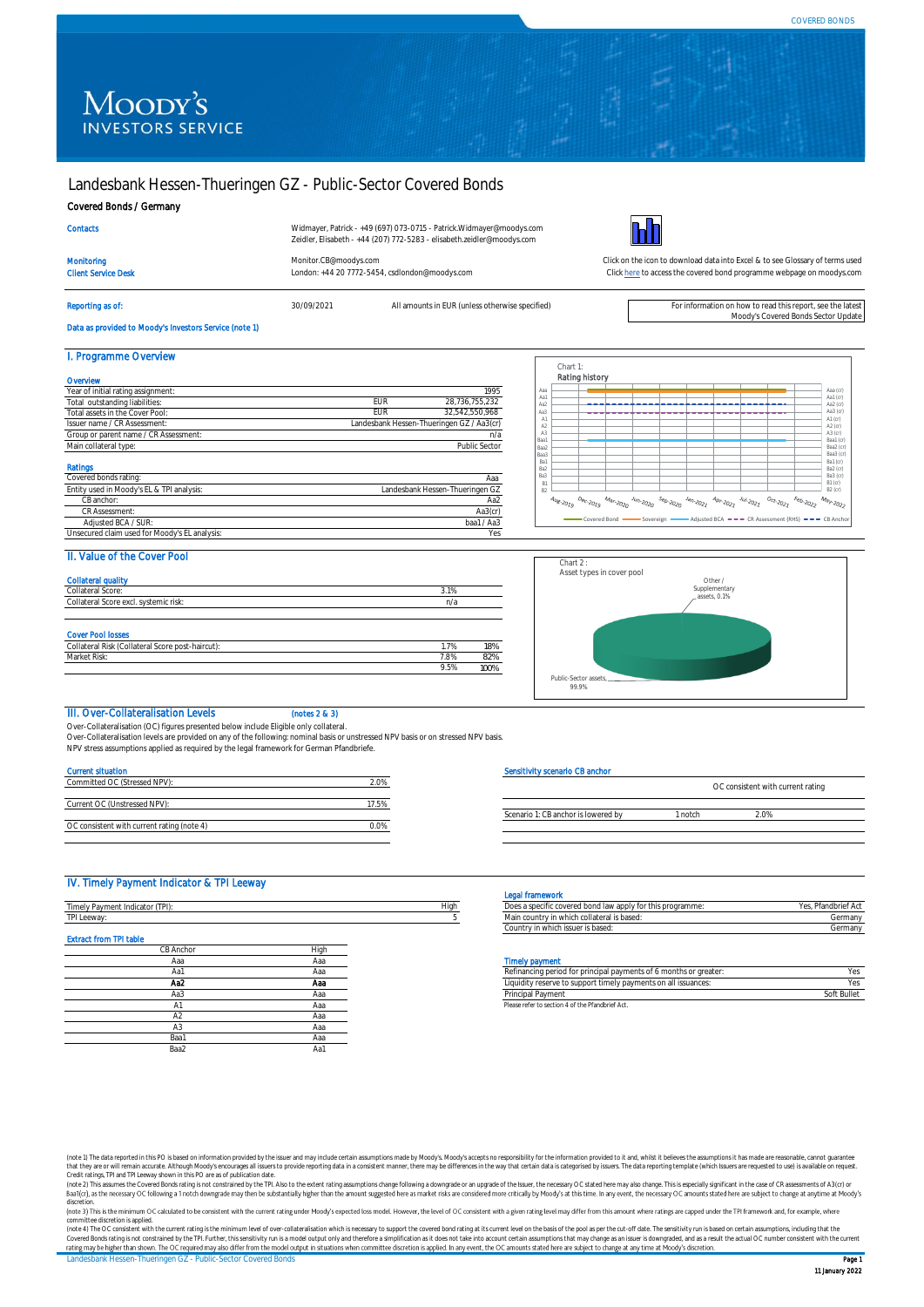# Landesbank Hessen-Thueringen GZ - Public-Sector Covered Bonds

**Covered Bonds / Germany**

| | |
|---|---|
| Contacts | Widmayer, Patrick - +49 (697) 073-0715 - Patrick.Widmayer@moodys.com<br>Zeidler, Elisabeth - +44 (207) 772-5283 - elisabeth.zeidler@moodys.com |
| Monitoring | Monitor.CB@moodys.com |
| Client Service Desk | London: +44 20 7772-5454, csdlondon@moodys.com |

Click on the icon to download data into Excel & to see Glossary of terms used

Click here to access the covered bond programme webpage on moodys.com

Reporting as of: 30/09/2021 — All amounts in EUR (unless otherwise specified)

For information on how to read this report, see the latest Moody's Covered Bonds Sector Update

Data as provided to Moody's Investors Service (note 1)

## I. Programme Overview

### Overview

| | | |
|---|---|---|
| Year of initial rating assignment: | | 1995 |
| Total outstanding liabilities: | EUR | 28,736,755,232 |
| Total assets in the Cover Pool: | EUR | 32,542,550,968 |
| Issuer name / CR Assessment: | | Landesbank Hessen-Thueringen GZ / Aa3(cr) |
| Group or parent name / CR Assessment: | | n/a |
| Main collateral type: | | Public Sector |

### Ratings

| | |
|---|---|
| Covered bonds rating: | Aaa |
| Entity used in Moody's EL & TPI analysis: | Landesbank Hessen-Thueringen GZ |
| CB anchor: | Aa2 |
| CR Assessment: | Aa3(cr) |
| Adjusted BCA / SUR: | baa1 / Aa3 |
| Unsecured claim used for Moody's EL analysis: | Yes |

Chart 1: Rating history

## II. Value of the Cover Pool

### Collateral quality

| | |
|---|---|
| Collateral Score: | 3.1% |
| Collateral Score excl. systemic risk: | n/a |

### Cover Pool losses

| | | |
|---|---|---|
| Collateral Risk (Collateral Score post-haircut): | 1.7% | 18% |
| Market Risk: | 7.8% | 82% |
| | 9.5% | 100% |

Chart 2: Asset types in cover pool

Public-Sector assets, 99.9%; Other / Supplementary assets, 0.1%

## III. Over-Collateralisation Levels (notes 2 & 3)

Over-Collateralisation (OC) figures presented below include Eligible only collateral.
Over-Collateralisation levels are provided on any of the following: nominal basis or unstressed NPV basis or on stressed NPV basis.
NPV stress assumptions applied as required by the legal framework for German Pfandbriefe.

### Current situation

| | |
|---|---|
| Committed OC (Stressed NPV): | 2.0% |
| Current OC (Unstressed NPV): | 17.5% |
| OC consistent with current rating (note 4) | 0.0% |

### Sensitivity scenario CB anchor

| | | OC consistent with current rating |
|---|---|---|
| Scenario 1: CB anchor is lowered by | 1 notch | 2.0% |

## IV. Timely Payment Indicator & TPI Leeway

| | |
|---|---|
| Timely Payment Indicator (TPI): | High |
| TPI Leeway: | 5 |

### Extract from TPI table

| CB Anchor | High |
|---|---|
| Aaa | Aaa |
| Aa1 | Aaa |
| **Aa2** | **Aaa** |
| Aa3 | Aaa |
| A1 | Aaa |
| A2 | Aaa |
| A3 | Aaa |
| Baa1 | Aaa |
| Baa2 | Aa1 |

### Legal framework

| | |
|---|---|
| Does a specific covered bond law apply for this programme: | Yes, Pfandbrief Act |
| Main country in which collateral is based: | Germany |
| Country in which issuer is based: | Germany |

### Timely payment

| | |
|---|---|
| Refinancing period for principal payments of 6 months or greater: | Yes |
| Liquidity reserve to support timely payments on all issuances: | Yes |
| Principal Payment | Soft Bullet |

Please refer to section 4 of the Pfandbrief Act.

(note 1) The data reported in this PO is based on information provided by the issuer and may include certain assumptions made by Moody's. Moody's accepts no responsibility for the information provided to it and, whilst it believes the assumptions it has made are reasonable, cannot guarantee that they are or will remain accurate. Although Moody's encourages all issuers to provide reporting data in a consistent manner, there may be differences in the way that certain data is categorised by issuers. The data reporting template (which issuers are requested to use) is available on request. Credit ratings, TPI and TPI Leeway shown in this PO are as of publication date.

(note 2) This assumes the Covered Bonds rating is not constrained by the TPI. Also to the extent rating assumptions change following a downgrade or an upgrade of the Issuer, the necessary OC stated here may also change. This is especially significant in the case of CR assessments of A3(cr) or Baa1(cr), as the necessary OC following a 1 notch downgrade may then be substantially higher than the amount suggested here as market risks are considered more critically by Moody's at this time. In any event, the necessary OC amounts stated here are subject to change at anytime at Moody's discretion.

(note 3) This is the minimum OC calculated to be consistent with the current rating under Moody's expected loss model. However, the level of OC consistent with a given rating level may differ from this amount where ratings are capped under the TPI framework and, for example, where committee discretion is applied.

(note 4) The OC consistent with the current rating is the minimum level of over-collateralisation which is necessary to support the covered bond rating at its current level on the basis of the pool as per the cut-off date. The sensitivity run is based on certain assumptions, including that the Covered Bonds rating is not constrained by the TPI. Further, this sensitivity run is a model output only and therefore a simplification as it does not take into account certain assumptions that may change as an issuer is downgraded, and as a result the actual OC number consistent with the current rating may be higher than shown. The OC required may also differ from the model output in situations when committee discretion is applied. In any event, the OC amounts stated here are subject to change at any time at Moody's discretion.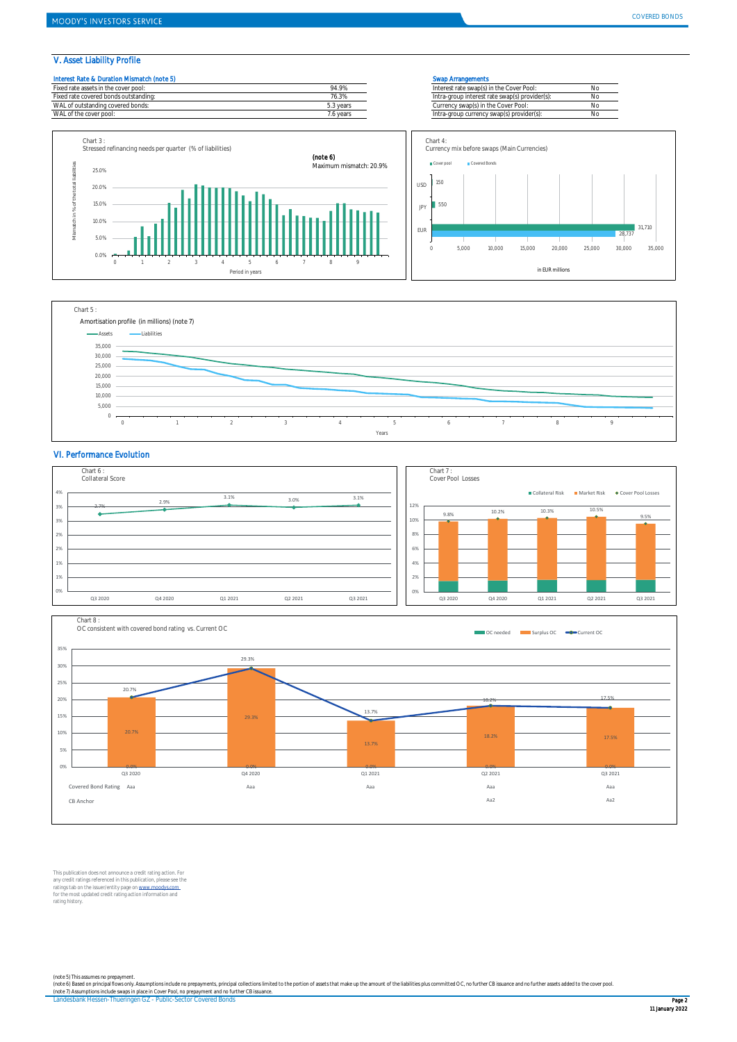## V. Asset Liability Profile

| Interest Rate & Duration Mismatch (note 5) | |
|---|---|
| Fixed rate assets in the cover pool: | 94.9% |
| Fixed rate covered bonds outstanding: | 76.3% |
| WAL of outstanding covered bonds: | 5.3 years |
| WAL of the cover pool: | 7.6 years |

| Swap Arrangements | |
|---|---|
| Interest rate swap(s) in the Cover Pool: | No |
| Intra-group interest rate swap(s) provider(s): | No |
| Currency swap(s) in the Cover Pool: | No |
| Intra-group currency swap(s) provider(s): | No |

Chart 3 :
Stressed refinancing needs per quarter (% of liabilities)

(note 6)
Maximum mismatch: 20.9%

Chart 4:
Currency mix before swaps (Main Currencies)

| Currency | Cover pool | Covered Bonds |
|---|---|---|
| USD | 150 | |
| JPY | 550 | |
| EUR | 31,710 | 28,737 |

in EUR millions

Chart 5 :
Amortisation profile (in millions) (note 7)

## VI. Performance Evolution

Chart 6 :
Collateral Score

| Q3 2020 | Q4 2020 | Q1 2021 | Q2 2021 | Q3 2021 |
|---|---|---|---|---|
| 2.7% | 2.9% | 3.1% | 3.0% | 3.1% |

Chart 7 :
Cover Pool Losses

| | Q3 2020 | Q4 2020 | Q1 2021 | Q2 2021 | Q3 2021 |
|---|---|---|---|---|---|
| Cover Pool Losses | 9.8% | 10.2% | 10.3% | 10.5% | 9.5% |

Chart 8 :
OC consistent with covered bond rating vs. Current OC

| | Q3 2020 | Q4 2020 | Q1 2021 | Q2 2021 | Q3 2021 |
|---|---|---|---|---|---|
| OC needed | 0.0% | 0.0% | 0.0% | 0.0% | 0.0% |
| Surplus OC | 20.7% | 29.3% | 13.7% | 18.2% | 17.5% |
| Current OC | 20.7% | 29.3% | 13.7% | 18.2% | 17.5% |
| Covered Bond Rating | Aaa | Aaa | Aaa | Aaa | Aaa |
| CB Anchor | | | | Aa2 | Aa2 |

This publication does not announce a credit rating action. For any credit ratings referenced in this publication, please see the ratings tab on the issuer/entity page on www.moodys.com for the most updated credit rating action information and rating history.

(note 5) This assumes no prepayment.
(note 6) Based on principal flows only. Assumptions include no prepayments, principal collections limited to the portion of assets that make up the amount of the liabilities plus committed OC, no further CB issuance and no further assets added to the cover pool.
(note 7) Assumptions include swaps in place in Cover Pool, no prepayment and no further CB issuance.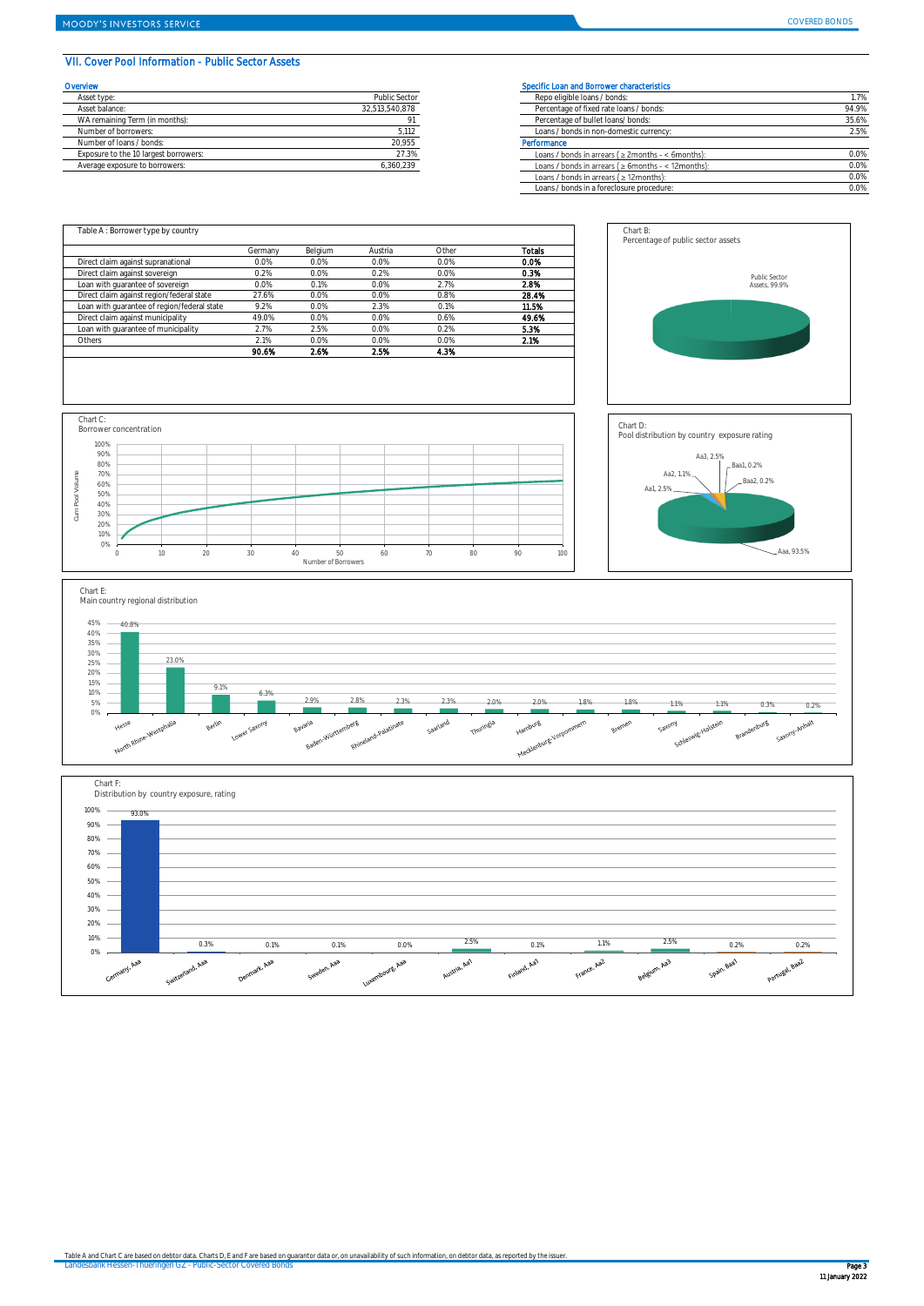## VII. Cover Pool Information - Public Sector Assets

### Overview

| | |
|---|---|
| Asset type: | Public Sector |
| Asset balance: | 32,513,540,878 |
| WA remaining Term (in months): | 91 |
| Number of borrowers: | 5,112 |
| Number of loans / bonds: | 20,955 |
| Exposure to the 10 largest borrowers: | 27.3% |
| Average exposure to borrowers: | 6,360,239 |

### Specific Loan and Borrower characteristics

| | |
|---|---|
| Repo eligible loans / bonds: | 1.7% |
| Percentage of fixed rate loans / bonds: | 94.9% |
| Percentage of bullet loans/ bonds: | 35.6% |
| Loans / bonds in non-domestic currency: | 2.5% |

### Performance

| | |
|---|---|
| Loans / bonds in arrears ( ≥ 2months - < 6months): | 0.0% |
| Loans / bonds in arrears ( ≥ 6months - < 12months): | 0.0% |
| Loans / bonds in arrears ( ≥ 12months): | 0.0% |
| Loans / bonds in a foreclosure procedure: | 0.0% |

Table A : Borrower type by country

| | Germany | Belgium | Austria | Other | Totals |
|---|---|---|---|---|---|
| Direct claim against supranational | 0.0% | 0.0% | 0.0% | 0.0% | **0.0%** |
| Direct claim against sovereign | 0.2% | 0.0% | 0.2% | 0.0% | **0.3%** |
| Loan with guarantee of sovereign | 0.0% | 0.1% | 0.0% | 2.7% | **2.8%** |
| Direct claim against region/federal state | 27.6% | 0.0% | 0.0% | 0.8% | **28.4%** |
| Loan with guarantee of region/federal state | 9.2% | 0.0% | 2.3% | 0.1% | **11.5%** |
| Direct claim against municipality | 49.0% | 0.0% | 0.0% | 0.6% | **49.6%** |
| Loan with guarantee of municipality | 2.7% | 2.5% | 0.0% | 0.2% | **5.3%** |
| Others | 2.1% | 0.0% | 0.0% | 0.0% | **2.1%** |
| | **90.6%** | **2.6%** | **2.5%** | **4.3%** | |

Chart B:
Percentage of public sector assets

Public Sector Assets, 99.9%

Chart C:
Borrower concentration

Chart D:
Pool distribution by country exposure rating

Aaa, 93.5%; Aa1, 2.5%; Aa2, 1.1%; Aa3, 2.5%; Baa1, 0.2%; Baa2, 0.2%

Chart E:
Main country regional distribution

| Region | % |
|---|---|
| Hesse | 40.8% |
| North Rhine-Westphalia | 23.0% |
| Berlin | 9.1% |
| Lower Saxony | 6.3% |
| Bavaria | 2.9% |
| Baden-Württemberg | 2.8% |
| Rhineland-Palatinate | 2.3% |
| Saarland | 2.3% |
| Thuringia | 2.0% |
| Hamburg | 2.0% |
| Mecklenburg-Vorpommern | 1.8% |
| Bremen | 1.8% |
| Saxony | 1.1% |
| Schleswig-Holstein | 1.1% |
| Brandenburg | 0.3% |
| Saxony-Anhalt | 0.2% |

Chart F:
Distribution by country exposure, rating

| Country, rating | % |
|---|---|
| Germany, Aaa | 93.0% |
| Switzerland, Aaa | 0.3% |
| Denmark, Aaa | 0.1% |
| Sweden, Aaa | 0.1% |
| Luxembourg, Aaa | 0.0% |
| Austria, Aa1 | 2.5% |
| Finland, Aa1 | 0.1% |
| France, Aa2 | 1.1% |
| Belgium, Aa3 | 2.5% |
| Spain, Baa1 | 0.2% |
| Portugal, Baa2 | 0.2% |

Table A and Chart C are based on debtor data. Charts D, E and F are based on guarantor data or, on unavailability of such information, on debtor data, as reported by the issuer.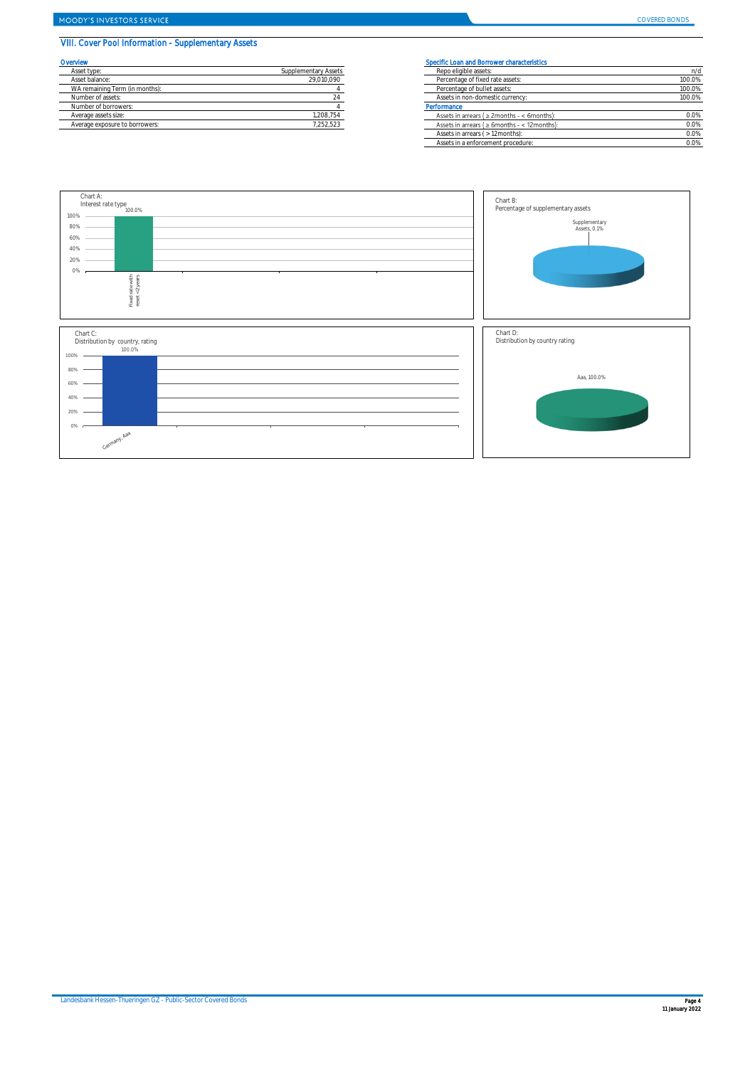## VIII. Cover Pool Information - Supplementary Assets

### Overview

| | |
|---|---|
| Asset type: | Supplementary Assets |
| Asset balance: | 29,010,090 |
| WA remaining Term (in months): | 4 |
| Number of assets: | 24 |
| Number of borrowers: | 4 |
| Average assets size: | 1,208,754 |
| Average exposure to borrowers: | 7,252,523 |

### Specific Loan and Borrower characteristics

| | |
|---|---|
| Repo eligible assets: | n/d |
| Percentage of fixed rate assets: | 100.0% |
| Percentage of bullet assets: | 100.0% |
| Assets in non-domestic currency: | 100.0% |

### Performance

| | |
|---|---|
| Assets in arrears ( ≥ 2months - < 6months): | 0.0% |
| Assets in arrears ( ≥ 6months - < 12months): | 0.0% |
| Assets in arrears ( > 12months): | 0.0% |
| Assets in a enforcement procedure: | 0.0% |

Chart A:
Interest rate type

Fixed rate with reset <2 years: 100.0%

Chart B:
Percentage of supplementary assets

Supplementary Assets, 0.1%

Chart C:
Distribution by country, rating

Germany, Aaa: 100.0%

Chart D:
Distribution by country rating

Aaa, 100.0%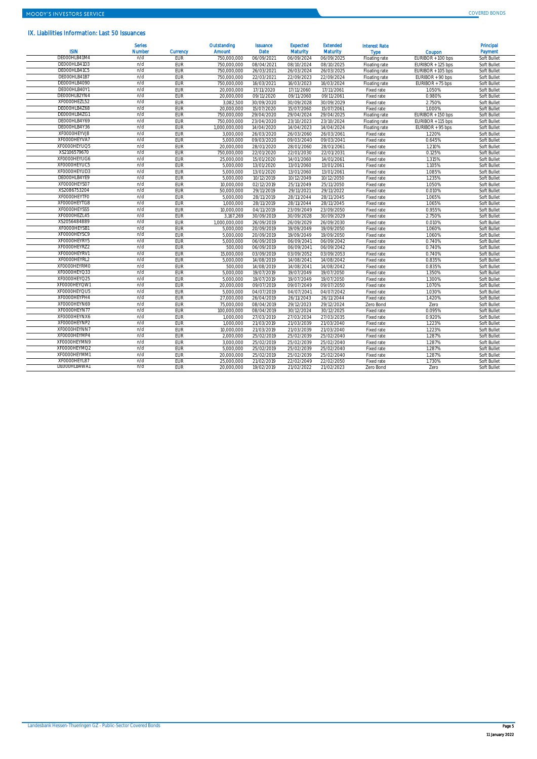## IX. Liabilities Information: Last 50 Issuances

| ISIN | Series Number | Currency | Outstanding Amount | Issuance Date | Expected Maturity | Extended Maturity | Interest Rate Type | Coupon | Principal Payment |
|---|---|---|---|---|---|---|---|---|---|
| DE000HLB41M4 | n/d | EUR | 750,000,000 | 06/09/2021 | 06/09/2024 | 06/09/2025 | Floating rate | EURIBOR + 100 bps | Soft Bullet |
| DE000HLB41D3 | n/d | EUR | 750,000,000 | 08/04/2021 | 08/10/2024 | 08/10/2025 | Floating rate | EURIBOR + 125 bps | Soft Bullet |
| DE000HLB41C5 | n/d | EUR | 750,000,000 | 26/03/2021 | 26/03/2024 | 26/03/2025 | Floating rate | EURIBOR + 105 bps | Soft Bullet |
| DE000HLB41B7 | n/d | EUR | 750,000,000 | 22/03/2021 | 22/09/2023 | 22/09/2024 | Floating rate | EURIBOR + 90 bps | Soft Bullet |
| DE000HLB4090 | n/d | EUR | 750,000,000 | 16/03/2021 | 16/03/2023 | 16/03/2024 | Floating rate | EURIBOR + 75 bps | Soft Bullet |
| DE000HLB40Y1 | n/d | EUR | 20,000,000 | 17/11/2020 | 17/11/2060 | 17/11/2061 | Fixed rate | 1.050% | Soft Bullet |
| DE000HLB2YN4 | n/d | EUR | 20,000,000 | 09/11/2020 | 09/11/2060 | 09/11/2061 | Fixed rate | 0.980% | Soft Bullet |
| XF0000HEZL52 | n/d | EUR | 3,082,500 | 30/09/2020 | 30/09/2028 | 30/09/2029 | Fixed rate | 2.750% | Soft Bullet |
| DE000HLB4Z68 | n/d | EUR | 20,000,000 | 15/07/2020 | 15/07/2060 | 15/07/2061 | Fixed rate | 1.000% | Soft Bullet |
| DE000HLB4ZG1 | n/d | EUR | 750,000,000 | 29/04/2020 | 29/04/2024 | 29/04/2025 | Floating rate | EURIBOR + 150 bps | Soft Bullet |
| DE000HLB4Y69 | n/d | EUR | 750,000,000 | 23/04/2020 | 23/10/2023 | 23/10/2024 | Floating rate | EURIBOR + 115 bps | Soft Bullet |
| DE000HLB4Y36 | n/d | EUR | 1,000,000,000 | 14/04/2020 | 14/04/2023 | 14/04/2024 | Floating rate | EURIBOR + 95 bps | Soft Bullet |
| XF0000HEYVJ8 | n/d | EUR | 3,000,000 | 26/03/2020 | 26/03/2060 | 26/03/2061 | Fixed rate | 1.220% | Soft Bullet |
| XF0000HEYVA7 | n/d | EUR | 5,000,000 | 09/03/2020 | 09/03/2040 | 09/03/2041 | Fixed rate | 0.645% | Soft Bullet |
| XF0000HEYUQ5 | n/d | EUR | 20,000,000 | 28/01/2020 | 28/01/2060 | 28/01/2061 | Fixed rate | 1.210% | Soft Bullet |
| XS2106579670 | n/d | EUR | 750,000,000 | 22/01/2020 | 22/01/2030 | 22/01/2031 | Fixed rate | 0.125% | Soft Bullet |
| XF0000HEYUG6 | n/d | EUR | 25,000,000 | 15/01/2020 | 14/01/2060 | 14/01/2061 | Fixed rate | 1.315% | Soft Bullet |
| XF0000HEYUC5 | n/d | EUR | 5,000,000 | 13/01/2020 | 13/01/2060 | 13/01/2061 | Fixed rate | 1.105% | Soft Bullet |
| XF0000HEYUD3 | n/d | EUR | 5,000,000 | 13/01/2020 | 13/01/2060 | 13/01/2061 | Fixed rate | 1.085% | Soft Bullet |
| DE000HLB4YE9 | n/d | EUR | 5,000,000 | 10/12/2019 | 10/12/2049 | 10/12/2050 | Fixed rate | 1.235% | Soft Bullet |
| XF0000HEYS07 | n/d | EUR | 10,000,000 | 02/12/2019 | 25/11/2049 | 25/11/2050 | Fixed rate | 1.050% | Soft Bullet |
| XS2086753204 | n/d | EUR | 50,000,000 | 29/11/2019 | 29/11/2021 | 29/11/2022 | Fixed rate | 0.010% | Soft Bullet |
| XF0000HEYTF0 | n/d | EUR | 5,000,000 | 28/11/2019 | 28/11/2044 | 28/11/2045 | Fixed rate | 1.065% | Soft Bullet |
| XF0000HEYTG8 | n/d | EUR | 1,000,000 | 28/11/2019 | 28/11/2044 | 28/11/2045 | Fixed rate | 1.065% | Soft Bullet |
| XF0000HEYSS5 | n/d | EUR | 10,000,000 | 04/11/2019 | 23/09/2049 | 23/09/2050 | Fixed rate | 0.955% | Soft Bullet |
| XF0000HEZL45 | n/d | EUR | 3,167,269 | 30/09/2019 | 30/09/2028 | 30/09/2029 | Fixed rate | 2.750% | Soft Bullet |
| XS2056484889 | n/d | EUR | 1,000,000,000 | 26/09/2019 | 26/09/2029 | 26/09/2030 | Fixed rate | 0.010% | Soft Bullet |
| XF0000HEYSB1 | n/d | EUR | 5,000,000 | 20/09/2019 | 19/09/2049 | 19/09/2050 | Fixed rate | 1.060% | Soft Bullet |
| XF0000HEYSC9 | n/d | EUR | 5,000,000 | 20/09/2019 | 19/09/2049 | 19/09/2050 | Fixed rate | 1.060% | Soft Bullet |
| XF0000HEYRY5 | n/d | EUR | 5,000,000 | 06/09/2019 | 06/09/2041 | 06/09/2042 | Fixed rate | 0.740% | Soft Bullet |
| XF0000HEYRZ2 | n/d | EUR | 500,000 | 06/09/2019 | 06/09/2041 | 06/09/2042 | Fixed rate | 0.740% | Soft Bullet |
| XF0000HEYRV1 | n/d | EUR | 15,000,000 | 03/09/2019 | 03/09/2052 | 03/09/2053 | Fixed rate | 0.740% | Soft Bullet |
| XF0000HEYRL2 | n/d | EUR | 5,000,000 | 14/08/2019 | 14/08/2041 | 14/08/2042 | Fixed rate | 0.835% | Soft Bullet |
| XF0000HEYRM0 | n/d | EUR | 500,000 | 14/08/2019 | 14/08/2041 | 14/08/2042 | Fixed rate | 0.835% | Soft Bullet |
| XF0000HEYQ33 | n/d | EUR | 5,000,000 | 19/07/2019 | 19/07/2049 | 19/07/2050 | Fixed rate | 1.350% | Soft Bullet |
| XF0000HEYQ25 | n/d | EUR | 5,000,000 | 19/07/2019 | 19/07/2049 | 19/07/2050 | Fixed rate | 1.300% | Soft Bullet |
| XF0000HEYQW1 | n/d | EUR | 20,000,000 | 09/07/2019 | 09/07/2049 | 09/07/2050 | Fixed rate | 1.070% | Soft Bullet |
| XF0000HEYQU5 | n/d | EUR | 5,000,000 | 04/07/2019 | 04/07/2041 | 04/07/2042 | Fixed rate | 1.030% | Soft Bullet |
| XF0000HEYPH4 | n/d | EUR | 27,000,000 | 26/04/2019 | 26/11/2043 | 26/11/2044 | Fixed rate | 1.420% | Soft Bullet |
| XF0000HEYN69 | n/d | EUR | 75,000,000 | 08/04/2019 | 29/12/2023 | 29/12/2024 | Zero Bond | Zero | Soft Bullet |
| XF0000HEYN77 | n/d | EUR | 100,000,000 | 08/04/2019 | 30/12/2024 | 30/12/2025 | Fixed rate | 0.095% | Soft Bullet |
| XF0000HEYNX6 | n/d | EUR | 1,000,000 | 27/03/2019 | 27/03/2034 | 27/03/2035 | Fixed rate | 0.920% | Soft Bullet |
| XF0000HEYNP2 | n/d | EUR | 1,000,000 | 21/03/2019 | 21/03/2039 | 21/03/2040 | Fixed rate | 1.223% | Soft Bullet |
| XF0000HEYNN7 | n/d | EUR | 10,000,000 | 21/03/2019 | 21/03/2039 | 21/03/2040 | Fixed rate | 1.223% | Soft Bullet |
| XF0000HEYMP4 | n/d | EUR | 2,000,000 | 25/02/2019 | 25/02/2039 | 25/02/2040 | Fixed rate | 1.287% | Soft Bullet |
| XF0000HEYMN9 | n/d | EUR | 3,000,000 | 25/02/2019 | 25/02/2039 | 25/02/2040 | Fixed rate | 1.287% | Soft Bullet |
| XF0000HEYMQ2 | n/d | EUR | 5,000,000 | 25/02/2019 | 25/02/2039 | 25/02/2040 | Fixed rate | 1.287% | Soft Bullet |
| XF0000HEYMM1 | n/d | EUR | 20,000,000 | 25/02/2019 | 25/02/2039 | 25/02/2040 | Fixed rate | 1.287% | Soft Bullet |
| XF0000HEYL87 | n/d | EUR | 25,000,000 | 21/02/2019 | 22/02/2049 | 22/02/2050 | Fixed rate | 1.730% | Soft Bullet |
| DE000HLB4WA1 | n/d | EUR | 20,000,000 | 19/02/2019 | 21/02/2022 | 21/02/2023 | Zero Bond | Zero | Soft Bullet |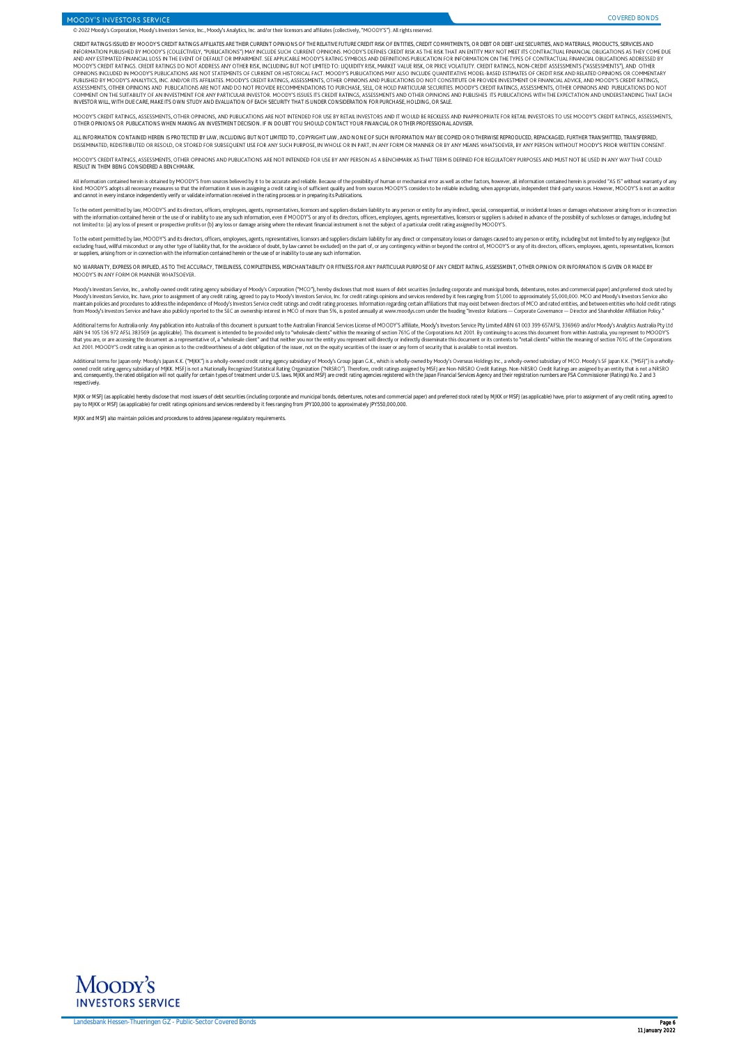© 2022 Moody's Corporation, Moody's Investors Service, Inc., Moody's Analytics, Inc. and/or their licensors and affiliates (collectively, "MOODY'S"). All rights reserved.

CREDIT RATINGS ISSUED BY MOODY'S CREDIT RATINGS AFFILIATES ARE THEIR CURRENT OPINIONS OF THE RELATIVE FUTURE CREDIT RISK OF ENTITIES, CREDIT COMMITMENTS, OR DEBT OR DEBT-LIKE SECURITIES, AND MATERIALS, PRODUCTS, SERVICES AND INFORMATION PUBLISHED BY MOODY'S (COLLECTIVELY, "PUBLICATIONS") MAY INCLUDE SUCH CURRENT OPINIONS. MOODY'S DEFINES CREDIT RISK AS THE RISK THAT AN ENTITY MAY NOT MEET ITS CONTRACTUAL FINANCIAL OBLIGATIONS AS THEY COME DUE AND ANY ESTIMATED FINANCIAL LOSS IN THE EVENT OF DEFAULT OR IMPAIRMENT. SEE APPLICABLE MOODY'S RATING SYMBOLS AND DEFINITIONS PUBLICATION FOR INFORMATION ON THE TYPES OF CONTRACTUAL FINANCIAL OBLIGATIONS ADDRESSED BY MOODY'S CREDIT RATINGS. CREDIT RATINGS DO NOT ADDRESS ANY OTHER RISK, INCLUDING BUT NOT LIMITED TO: LIQUIDITY RISK, MARKET VALUE RISK, OR PRICE VOLATILITY. CREDIT RATINGS, NON-CREDIT ASSESSMENTS ("ASSESSMENTS"), AND OTHER OPINIONS INCLUDED IN MOODY'S PUBLICATIONS ARE NOT STATEMENTS OF CURRENT OR HISTORICAL FACT. MOODY'S PUBLICATIONS MAY ALSO INCLUDE QUANTITATIVE MODEL-BASED ESTIMATES OF CREDIT RISK AND RELATED OPINIONS OR COMMENTARY PUBLISHED BY MOODY'S ANALYTICS, INC. AND/OR ITS AFFILIATES. MOODY'S CREDIT RATINGS, ASSESSMENTS, OTHER OPINIONS AND PUBLICATIONS DO NOT CONSTITUTE OR PROVIDE INVESTMENT OR FINANCIAL ADVICE, AND MOODY'S CREDIT RATINGS, ASSESSMENTS, OTHER OPINIONS AND PUBLICATIONS ARE NOT AND DO NOT PROVIDE RECOMMENDATIONS TO PURCHASE, SELL, OR HOLD PARTICULAR SECURITIES. MOODY'S CREDIT RATINGS, ASSESSMENTS, OTHER OPINIONS AND PUBLICATIONS DO NOT COMMENT ON THE SUITABILITY OF AN INVESTMENT FOR ANY PARTICULAR INVESTOR. MOODY'S ISSUES ITS CREDIT RATINGS, ASSESSMENTS AND OTHER OPINIONS AND PUBLISHES ITS PUBLICATIONS WITH THE EXPECTATION AND UNDERSTANDING THAT EACH INVESTOR WILL, WITH DUE CARE, MAKE ITS OWN STUDY AND EVALUATION OF EACH SECURITY THAT IS UNDER CONSIDERATION FOR PURCHASE, HOLDING, OR SALE.

MOODY'S CREDIT RATINGS, ASSESSMENTS, OTHER OPINIONS, AND PUBLICATIONS ARE NOT INTENDED FOR USE BY RETAIL INVESTORS AND IT WOULD BE RECKLESS AND INAPPROPRIATE FOR RETAIL INVESTORS TO USE MOODY'S CREDIT RATINGS, ASSESSMENTS, OTHER OPINIONS OR PUBLICATIONS WHEN MAKING AN INVESTMENT DECISION. IF IN DOUBT YOU SHOULD CONTACT YOUR FINANCIAL OR OTHER PROFESSIONAL ADVISER.

ALL INFORMATION CONTAINED HEREIN IS PROTECTED BY LAW, INCLUDING BUT NOT LIMITED TO, COPYRIGHT LAW, AND NONE OF SUCH INFORMATION MAY BE COPIED OR OTHERWISE REPRODUCED, REPACKAGED, FURTHER TRANSMITTED, TRANSFERRED, DISSEMINATED, REDISTRIBUTED OR RESOLD, OR STORED FOR SUBSEQUENT USE FOR ANY SUCH PURPOSE, IN WHOLE OR IN PART, IN ANY FORM OR MANNER OR BY ANY MEANS WHATSOEVER, BY ANY PERSON WITHOUT MOODY'S PRIOR WRITTEN CONSENT.

MOODY'S CREDIT RATINGS, ASSESSMENTS, OTHER OPINIONS AND PUBLICATIONS ARE NOT INTENDED FOR USE BY ANY PERSON AS A BENCHMARK AS THAT TERM IS DEFINED FOR REGULATORY PURPOSES AND MUST NOT BE USED IN ANY WAY THAT COULD RESULT IN THEM BEING CONSIDERED A BENCHMARK.

All information contained herein is obtained by MOODY'S from sources believed by it to be accurate and reliable. Because of the possibility of human or mechanical error as well as other factors, however, all information contained herein is provided "AS IS" without warranty of any kind. MOODY'S adopts all necessary measures so that the information it uses in assigning a credit rating is of sufficient quality and from sources MOODY'S considers to be reliable including, when appropriate, independent third-party sources. However, MOODY'S is not an auditor and cannot in every instance independently verify or validate information received in the rating process or in preparing its Publications.

To the extent permitted by law, MOODY'S and its directors, officers, employees, agents, representatives, licensors and suppliers disclaim liability to any person or entity for any indirect, special, consequential, or incidental losses or damages whatsoever arising from or in connection with the information contained herein or the use of or inability to use any such information, even if MOODY'S or any of its directors, officers, employees, agents, representatives, licensors or suppliers is advised in advance of the possibility of such losses or damages, including but not limited to: (a) any loss of present or prospective profits or (b) any loss or damage arising where the relevant financial instrument is not the subject of a particular credit rating assigned by MOODY'S.

To the extent permitted by law, MOODY'S and its directors, officers, employees, agents, representatives, licensors and suppliers disclaim liability for any direct or compensatory losses or damages caused to any person or entity, including but not limited to by any negligence (but excluding fraud, willful misconduct or any other type of liability that, for the avoidance of doubt, by law cannot be excluded) on the part of, or any contingency within or beyond the control of, MOODY'S or any of its directors, officers, employees, agents, representatives, licensors or suppliers, arising from or in connection with the information contained herein or the use of or inability to use any such information.

NO WARRANTY, EXPRESS OR IMPLIED, AS TO THE ACCURACY, TIMELINESS, COMPLETENESS, MERCHANTABILITY OR FITNESS FOR ANY PARTICULAR PURPOSE OF ANY CREDIT RATING, ASSESSMENT, OTHER OPINION OR INFORMATION IS GIVEN OR MADE BY MOODY'S IN ANY FORM OR MANNER WHATSOEVER.

Moody's Investors Service, Inc., a wholly-owned credit rating agency subsidiary of Moody's Corporation ("MCO"), hereby discloses that most issuers of debt securities (including corporate and municipal bonds, debentures, notes and commercial paper) and preferred stock rated by Moody's Investors Service, Inc. have, prior to assignment of any credit rating, agreed to pay to Moody's Investors Service, Inc. for credit ratings opinions and services rendered by it fees ranging from $1,000 to approximately $5,000,000. MCO and Moody's Investors Service also maintain policies and procedures to address the independence of Moody's Investors Service credit ratings and credit rating processes. Information regarding certain affiliations that may exist between directors of MCO and rated entities, and between entities who hold credit ratings from Moody's Investors Service and have also publicly reported to the SEC an ownership interest in MCO of more than 5%, is posted annually at www.moodys.com under the heading "Investor Relations — Corporate Governance — Director and Shareholder Affiliation Policy."

Additional terms for Australia only: Any publication into Australia of this document is pursuant to the Australian Financial Services License of MOODY'S affiliate, Moody's Investors Service Pty Limited ABN 61 003 399 657AFSL 336969 and/or Moody's Analytics Australia Pty Ltd ABN 94 105 136 972 AFSL 383569 (as applicable). This document is intended to be provided only to "wholesale clients" within the meaning of section 761G of the Corporations Act 2001. By continuing to access this document from within Australia, you represent to MOODY'S that you are, or are accessing the document as a representative of, a "wholesale client" and that neither you nor the entity you represent will directly or indirectly disseminate this document or its contents to "retail clients" within the meaning of section 761G of the Corporations Act 2001. MOODY'S credit rating is an opinion as to the creditworthiness of a debt obligation of the issuer, not on the equity securities of the issuer or any form of security that is available to retail investors.

Additional terms for Japan only: Moody's Japan K.K. ("MJKK") is a wholly-owned credit rating agency subsidiary of Moody's Group Japan G.K., which is wholly-owned by Moody's Overseas Holdings Inc., a wholly-owned subsidiary of MCO. Moody's SF Japan K.K. ("MSFJ") is a wholly-owned credit rating agency subsidiary of MJKK. MSFJ is not a Nationally Recognized Statistical Rating Organization ("NRSRO"). Therefore, credit ratings assigned by MSFJ are Non-NRSRO Credit Ratings. Non-NRSRO Credit Ratings are assigned by an entity that is not a NRSRO and, consequently, the rated obligation will not qualify for certain types of treatment under U.S. laws. MJKK and MSFJ are credit rating agencies registered with the Japan Financial Services Agency and their registration numbers are FSA Commissioner (Ratings) No. 2 and 3 respectively.

MJKK or MSFJ (as applicable) hereby disclose that most issuers of debt securities (including corporate and municipal bonds, debentures, notes and commercial paper) and preferred stock rated by MJKK or MSFJ (as applicable) have, prior to assignment of any credit rating, agreed to pay to MJKK or MSFJ (as applicable) for credit ratings opinions and services rendered by it fees ranging from JPY100,000 to approximately JPY550,000,000.

MJKK and MSFJ also maintain policies and procedures to address Japanese regulatory requirements.